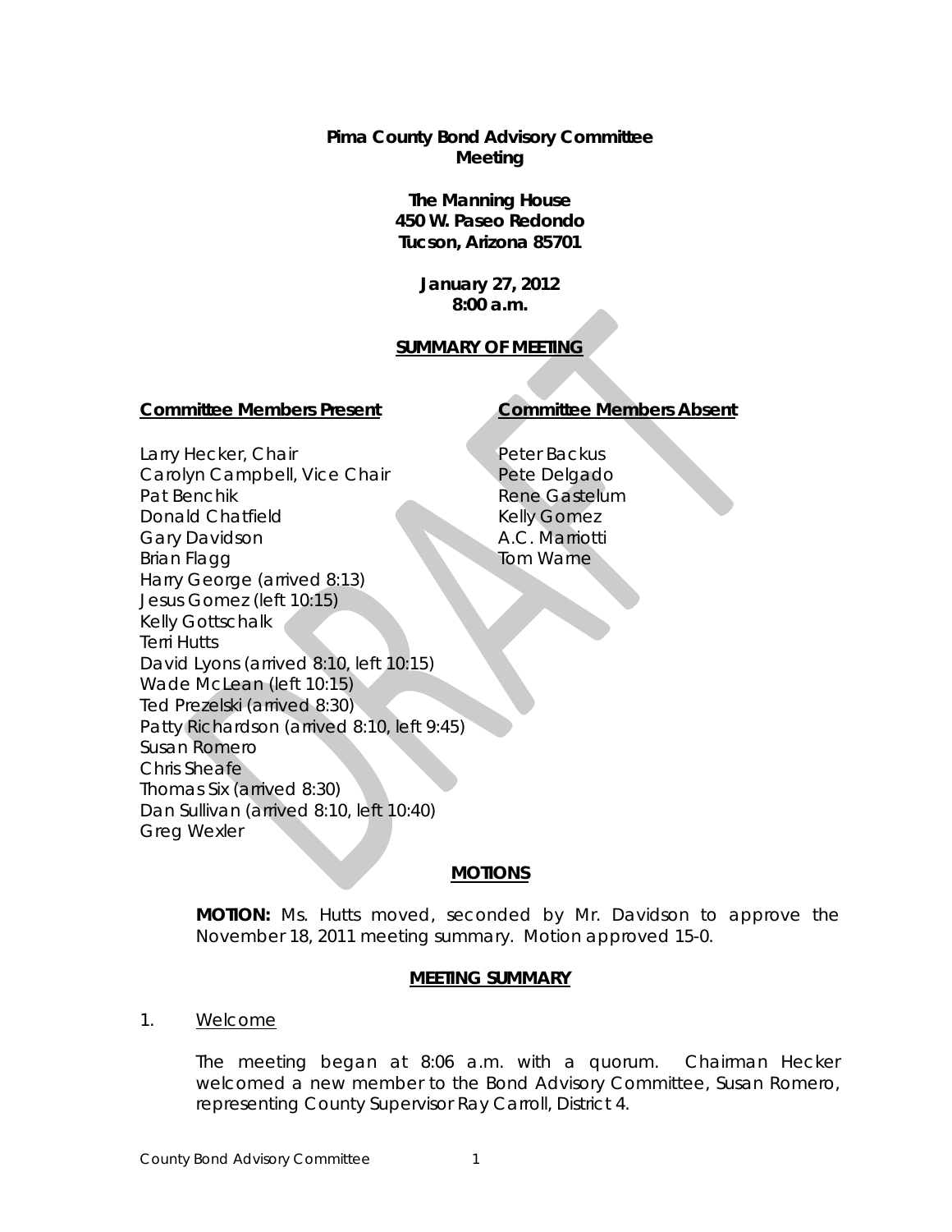**Pima County Bond Advisory Committee**
**Meeting**

**The Manning House**
**450 W. Paseo Redondo**
**Tucson, Arizona 85701**

**January 27, 2012**
**8:00 a.m.**

**SUMMARY OF MEETING**

**Committee Members Present**

Larry Hecker, Chair
Carolyn Campbell, Vice Chair
Pat Benchik
Donald Chatfield
Gary Davidson
Brian Flagg
Harry George (arrived 8:13)
Jesus Gomez (left 10:15)
Kelly Gottschalk
Terri Hutts
David Lyons (arrived 8:10, left 10:15)
Wade McLean (left 10:15)
Ted Prezelski (arrived 8:30)
Patty Richardson (arrived 8:10, left 9:45)
Susan Romero
Chris Sheafe
Thomas Six (arrived 8:30)
Dan Sullivan (arrived 8:10, left 10:40)
Greg Wexler

**Committee Members Absent**

Peter Backus
Pete Delgado
Rene Gastelum
Kelly Gomez
A.C. Marriotti
Tom Warne

**MOTIONS**

**MOTION:** Ms. Hutts moved, seconded by Mr. Davidson to approve the November 18, 2011 meeting summary. Motion approved 15-0.

**MEETING SUMMARY**

1. Welcome

The meeting began at 8:06 a.m. with a quorum. Chairman Hecker welcomed a new member to the Bond Advisory Committee, Susan Romero, representing County Supervisor Ray Carroll, District 4.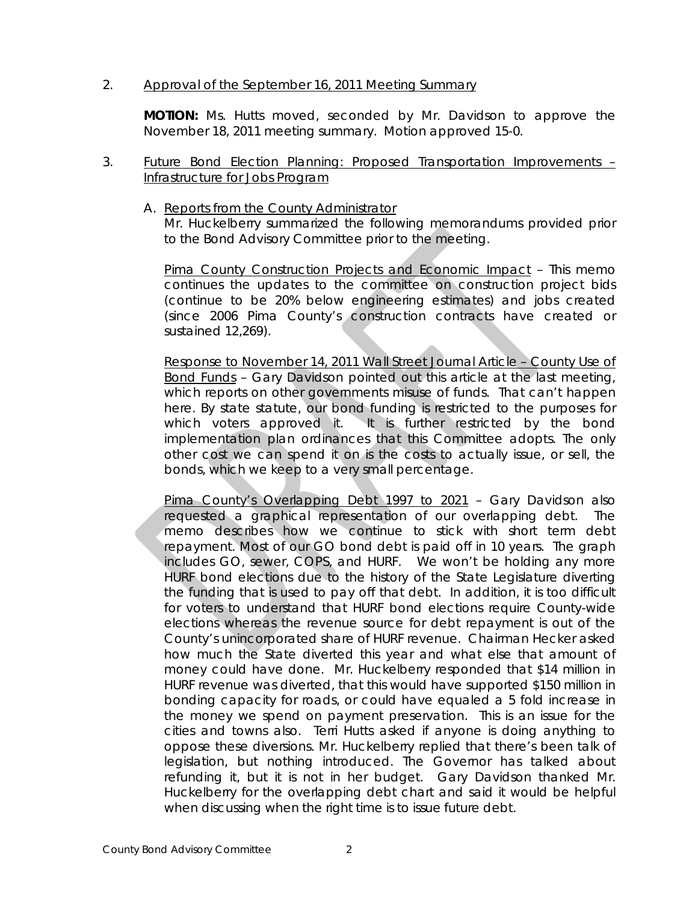2. Approval of the September 16, 2011 Meeting Summary

**MOTION:** Ms. Hutts moved, seconded by Mr. Davidson to approve the November 18, 2011 meeting summary. Motion approved 15-0.

3. Future Bond Election Planning: Proposed Transportation Improvements – Infrastructure for Jobs Program

A. Reports from the County Administrator

Mr. Huckelberry summarized the following memorandums provided prior to the Bond Advisory Committee prior to the meeting.

Pima County Construction Projects and Economic Impact – This memo continues the updates to the committee on construction project bids (continue to be 20% below engineering estimates) and jobs created (since 2006 Pima County's construction contracts have created or sustained 12,269).

Response to November 14, 2011 Wall Street Journal Article – County Use of Bond Funds – Gary Davidson pointed out this article at the last meeting, which reports on other governments misuse of funds. That can't happen here. By state statute, our bond funding is restricted to the purposes for which voters approved it. It is further restricted by the bond implementation plan ordinances that this Committee adopts. The only other cost we can spend it on is the costs to actually issue, or sell, the bonds, which we keep to a very small percentage.

Pima County's Overlapping Debt 1997 to 2021 – Gary Davidson also requested a graphical representation of our overlapping debt. The memo describes how we continue to stick with short term debt repayment. Most of our GO bond debt is paid off in 10 years. The graph includes GO, sewer, COPS, and HURF. We won't be holding any more HURF bond elections due to the history of the State Legislature diverting the funding that is used to pay off that debt. In addition, it is too difficult for voters to understand that HURF bond elections require County-wide elections whereas the revenue source for debt repayment is out of the County's unincorporated share of HURF revenue. Chairman Hecker asked how much the State diverted this year and what else that amount of money could have done. Mr. Huckelberry responded that $14 million in HURF revenue was diverted, that this would have supported $150 million in bonding capacity for roads, or could have equaled a 5 fold increase in the money we spend on payment preservation. This is an issue for the cities and towns also. Terri Hutts asked if anyone is doing anything to oppose these diversions. Mr. Huckelberry replied that there's been talk of legislation, but nothing introduced. The Governor has talked about refunding it, but it is not in her budget. Gary Davidson thanked Mr. Huckelberry for the overlapping debt chart and said it would be helpful when discussing when the right time is to issue future debt.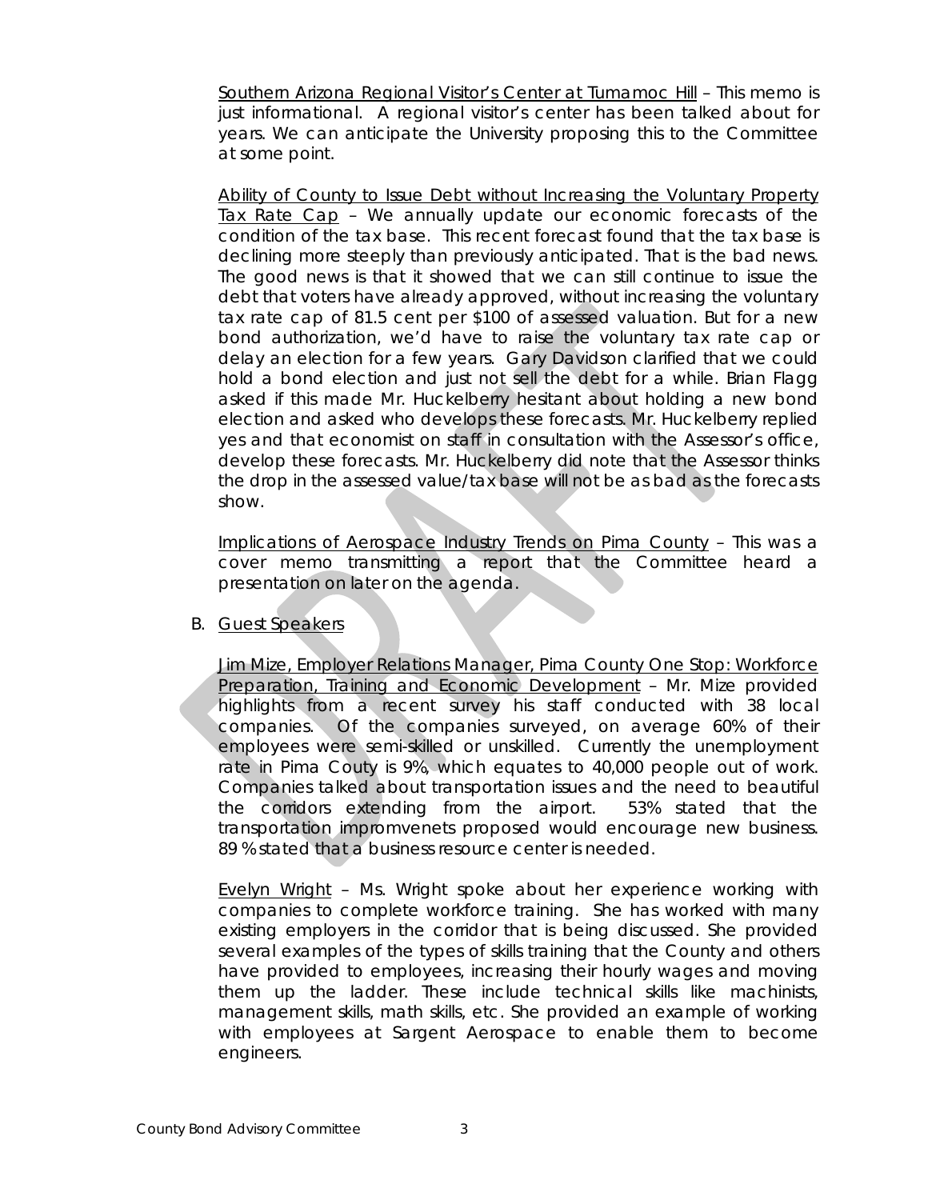Southern Arizona Regional Visitor's Center at Tumamoc Hill – This memo is just informational. A regional visitor's center has been talked about for years. We can anticipate the University proposing this to the Committee at some point.

Ability of County to Issue Debt without Increasing the Voluntary Property Tax Rate Cap – We annually update our economic forecasts of the condition of the tax base. This recent forecast found that the tax base is declining more steeply than previously anticipated. That is the bad news. The good news is that it showed that we can still continue to issue the debt that voters have already approved, without increasing the voluntary tax rate cap of 81.5 cent per $100 of assessed valuation. But for a new bond authorization, we'd have to raise the voluntary tax rate cap or delay an election for a few years. Gary Davidson clarified that we could hold a bond election and just not sell the debt for a while. Brian Flagg asked if this made Mr. Huckelberry hesitant about holding a new bond election and asked who develops these forecasts. Mr. Huckelberry replied yes and that economist on staff in consultation with the Assessor's office, develop these forecasts. Mr. Huckelberry did note that the Assessor thinks the drop in the assessed value/tax base will not be as bad as the forecasts show.

Implications of Aerospace Industry Trends on Pima County – This was a cover memo transmitting a report that the Committee heard a presentation on later on the agenda.

B. Guest Speakers

Jim Mize, Employer Relations Manager, Pima County One Stop: Workforce Preparation, Training and Economic Development – Mr. Mize provided highlights from a recent survey his staff conducted with 38 local companies. Of the companies surveyed, on average 60% of their employees were semi-skilled or unskilled. Currently the unemployment rate in Pima Couty is 9%, which equates to 40,000 people out of work. Companies talked about transportation issues and the need to beautiful the corridors extending from the airport. 53% stated that the transportation impromvenets proposed would encourage new business. 89 % stated that a business resource center is needed.

Evelyn Wright – Ms. Wright spoke about her experience working with companies to complete workforce training. She has worked with many existing employers in the corridor that is being discussed. She provided several examples of the types of skills training that the County and others have provided to employees, increasing their hourly wages and moving them up the ladder. These include technical skills like machinists, management skills, math skills, etc. She provided an example of working with employees at Sargent Aerospace to enable them to become engineers.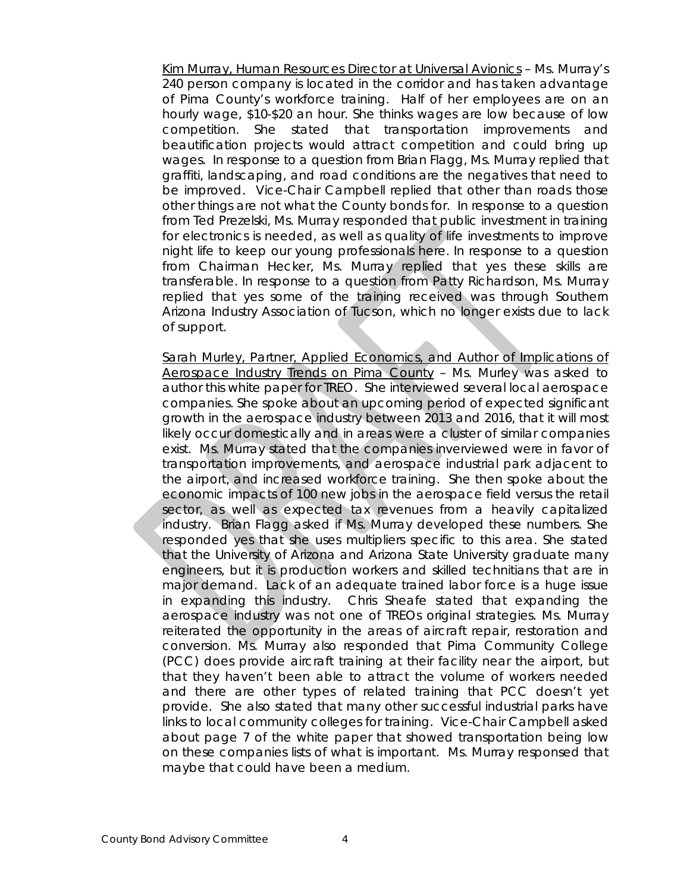Kim Murray, Human Resources Director at Universal Avionics – Ms. Murray's 240 person company is located in the corridor and has taken advantage of Pima County's workforce training. Half of her employees are on an hourly wage, $10-$20 an hour. She thinks wages are low because of low competition. She stated that transportation improvements and beautification projects would attract competition and could bring up wages. In response to a question from Brian Flagg, Ms. Murray replied that graffiti, landscaping, and road conditions are the negatives that need to be improved. Vice-Chair Campbell replied that other than roads those other things are not what the County bonds for. In response to a question from Ted Prezelski, Ms. Murray responded that public investment in training for electronics is needed, as well as quality of life investments to improve night life to keep our young professionals here. In response to a question from Chairman Hecker, Ms. Murray replied that yes these skills are transferable. In response to a question from Patty Richardson, Ms. Murray replied that yes some of the training received was through Southern Arizona Industry Association of Tucson, which no longer exists due to lack of support.

Sarah Murley, Partner, Applied Economics, and Author of Implications of Aerospace Industry Trends on Pima County – Ms. Murley was asked to author this white paper for TREO. She interviewed several local aerospace companies. She spoke about an upcoming period of expected significant growth in the aerospace industry between 2013 and 2016, that it will most likely occur domestically and in areas were a cluster of similar companies exist. Ms. Murray stated that the companies inverviewed were in favor of transportation improvements, and aerospace industrial park adjacent to the airport, and increased workforce training. She then spoke about the economic impacts of 100 new jobs in the aerospace field versus the retail sector, as well as expected tax revenues from a heavily capitalized industry. Brian Flagg asked if Ms. Murray developed these numbers. She responded yes that she uses multipliers specific to this area. She stated that the University of Arizona and Arizona State University graduate many engineers, but it is production workers and skilled technitians that are in major demand. Lack of an adequate trained labor force is a huge issue in expanding this industry. Chris Sheafe stated that expanding the aerospace industry was not one of TREOs original strategies. Ms. Murray reiterated the opportunity in the areas of aircraft repair, restoration and conversion. Ms. Murray also responded that Pima Community College (PCC) does provide aircraft training at their facility near the airport, but that they haven't been able to attract the volume of workers needed and there are other types of related training that PCC doesn't yet provide. She also stated that many other successful industrial parks have links to local community colleges for training. Vice-Chair Campbell asked about page 7 of the white paper that showed transportation being low on these companies lists of what is important. Ms. Murray responsed that maybe that could have been a medium.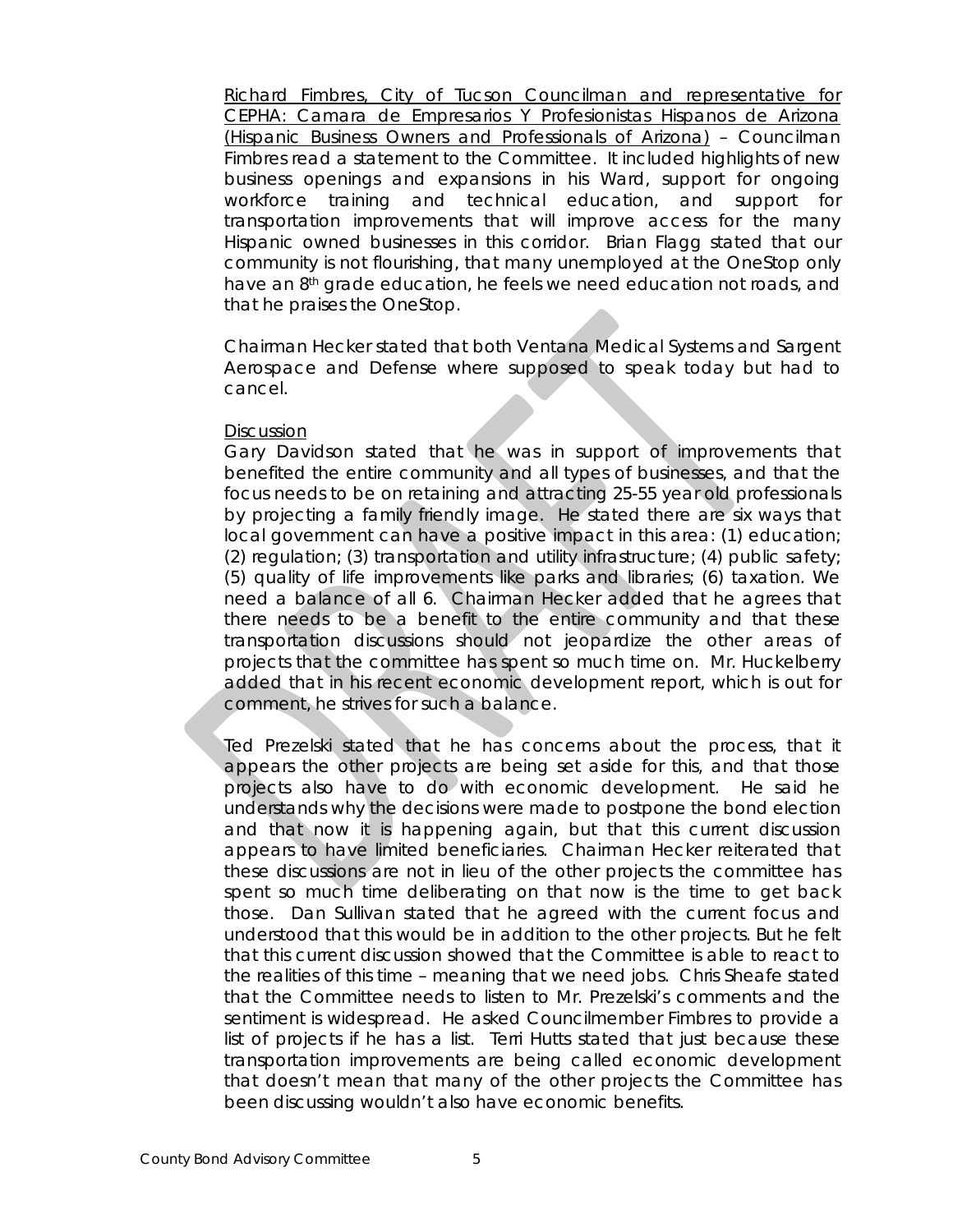Richard Fimbres, City of Tucson Councilman and representative for CEPHA: Camara de Empresarios Y Profesionistas Hispanos de Arizona (Hispanic Business Owners and Professionals of Arizona) – Councilman Fimbres read a statement to the Committee. It included highlights of new business openings and expansions in his Ward, support for ongoing workforce training and technical education, and support for transportation improvements that will improve access for the many Hispanic owned businesses in this corridor. Brian Flagg stated that our community is not flourishing, that many unemployed at the OneStop only have an 8th grade education, he feels we need education not roads, and that he praises the OneStop.

Chairman Hecker stated that both Ventana Medical Systems and Sargent Aerospace and Defense where supposed to speak today but had to cancel.

Discussion

Gary Davidson stated that he was in support of improvements that benefited the entire community and all types of businesses, and that the focus needs to be on retaining and attracting 25-55 year old professionals by projecting a family friendly image. He stated there are six ways that local government can have a positive impact in this area: (1) education; (2) regulation; (3) transportation and utility infrastructure; (4) public safety; (5) quality of life improvements like parks and libraries; (6) taxation. We need a balance of all 6. Chairman Hecker added that he agrees that there needs to be a benefit to the entire community and that these transportation discussions should not jeopardize the other areas of projects that the committee has spent so much time on. Mr. Huckelberry added that in his recent economic development report, which is out for comment, he strives for such a balance.

Ted Prezelski stated that he has concerns about the process, that it appears the other projects are being set aside for this, and that those projects also have to do with economic development. He said he understands why the decisions were made to postpone the bond election and that now it is happening again, but that this current discussion appears to have limited beneficiaries. Chairman Hecker reiterated that these discussions are not in lieu of the other projects the committee has spent so much time deliberating on that now is the time to get back those. Dan Sullivan stated that he agreed with the current focus and understood that this would be in addition to the other projects. But he felt that this current discussion showed that the Committee is able to react to the realities of this time – meaning that we need jobs. Chris Sheafe stated that the Committee needs to listen to Mr. Prezelski's comments and the sentiment is widespread. He asked Councilmember Fimbres to provide a list of projects if he has a list. Terri Hutts stated that just because these transportation improvements are being called economic development that doesn't mean that many of the other projects the Committee has been discussing wouldn't also have economic benefits.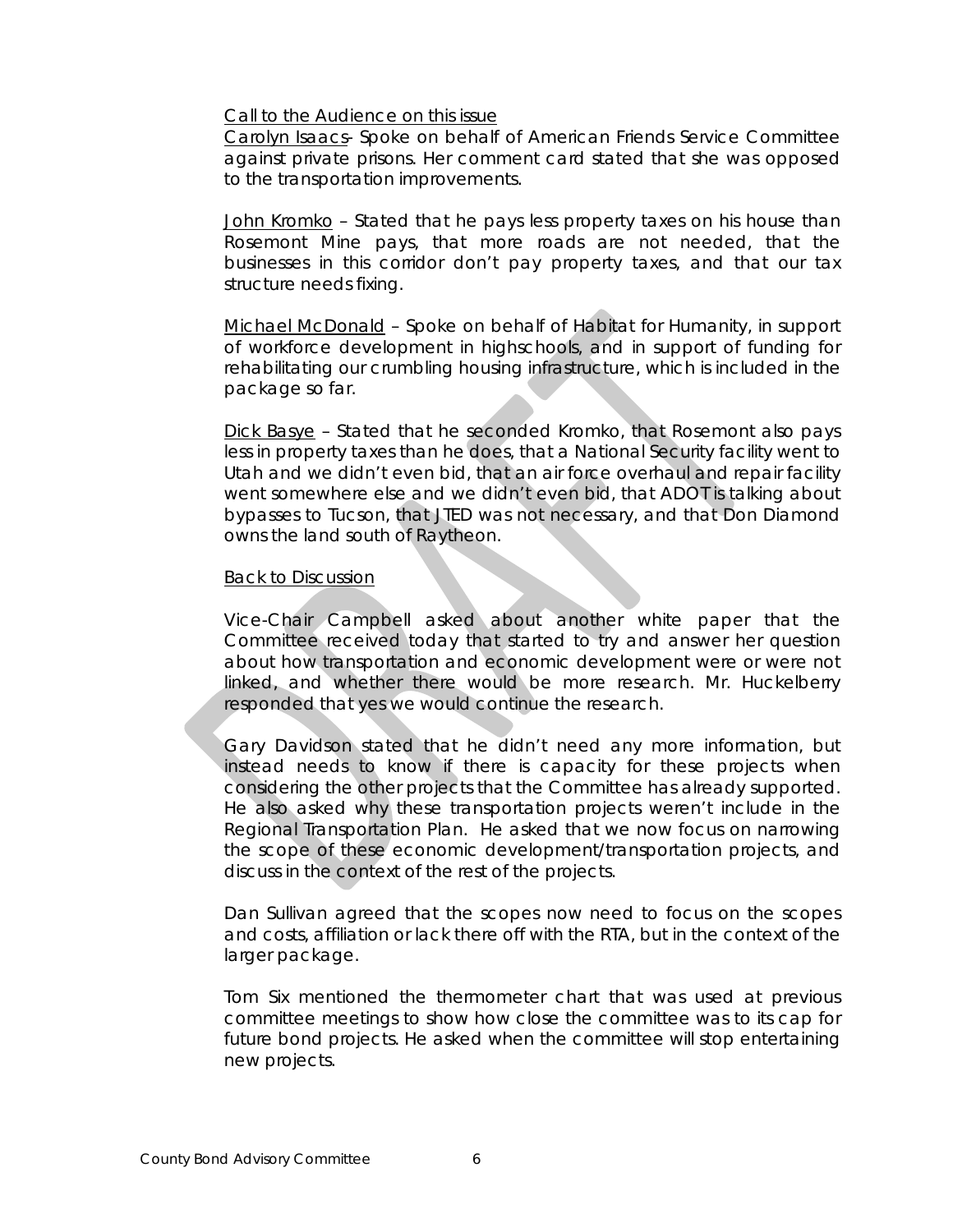Call to the Audience on this issue

Carolyn Isaacs- Spoke on behalf of American Friends Service Committee against private prisons. Her comment card stated that she was opposed to the transportation improvements.

John Kromko – Stated that he pays less property taxes on his house than Rosemont Mine pays, that more roads are not needed, that the businesses in this corridor don't pay property taxes, and that our tax structure needs fixing.

Michael McDonald – Spoke on behalf of Habitat for Humanity, in support of workforce development in highschools, and in support of funding for rehabilitating our crumbling housing infrastructure, which is included in the package so far.

Dick Basye – Stated that he seconded Kromko, that Rosemont also pays less in property taxes than he does, that a National Security facility went to Utah and we didn't even bid, that an air force overhaul and repair facility went somewhere else and we didn't even bid, that ADOT is talking about bypasses to Tucson, that JTED was not necessary, and that Don Diamond owns the land south of Raytheon.

Back to Discussion

Vice-Chair Campbell asked about another white paper that the Committee received today that started to try and answer her question about how transportation and economic development were or were not linked, and whether there would be more research. Mr. Huckelberry responded that yes we would continue the research.

Gary Davidson stated that he didn't need any more information, but instead needs to know if there is capacity for these projects when considering the other projects that the Committee has already supported. He also asked why these transportation projects weren't include in the Regional Transportation Plan. He asked that we now focus on narrowing the scope of these economic development/transportation projects, and discuss in the context of the rest of the projects.

Dan Sullivan agreed that the scopes now need to focus on the scopes and costs, affiliation or lack there off with the RTA, but in the context of the larger package.

Tom Six mentioned the thermometer chart that was used at previous committee meetings to show how close the committee was to its cap for future bond projects. He asked when the committee will stop entertaining new projects.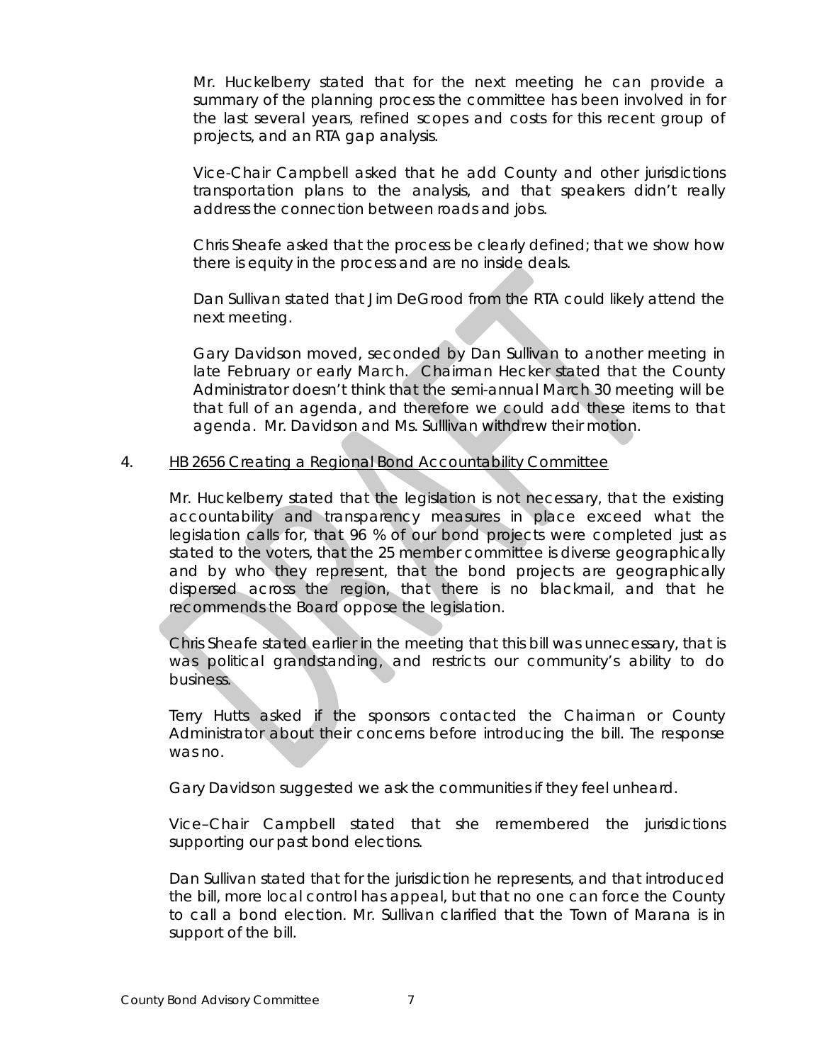Mr. Huckelberry stated that for the next meeting he can provide a summary of the planning process the committee has been involved in for the last several years, refined scopes and costs for this recent group of projects, and an RTA gap analysis.

Vice-Chair Campbell asked that he add County and other jurisdictions transportation plans to the analysis, and that speakers didn't really address the connection between roads and jobs.

Chris Sheafe asked that the process be clearly defined; that we show how there is equity in the process and are no inside deals.

Dan Sullivan stated that Jim DeGrood from the RTA could likely attend the next meeting.

Gary Davidson moved, seconded by Dan Sullivan to another meeting in late February or early March. Chairman Hecker stated that the County Administrator doesn't think that the semi-annual March 30 meeting will be that full of an agenda, and therefore we could add these items to that agenda. Mr. Davidson and Ms. Sulllivan withdrew their motion.

4. HB 2656 Creating a Regional Bond Accountability Committee

Mr. Huckelberry stated that the legislation is not necessary, that the existing accountability and transparency measures in place exceed what the legislation calls for, that 96 % of our bond projects were completed just as stated to the voters, that the 25 member committee is diverse geographically and by who they represent, that the bond projects are geographically dispersed across the region, that there is no blackmail, and that he recommends the Board oppose the legislation.

Chris Sheafe stated earlier in the meeting that this bill was unnecessary, that is was political grandstanding, and restricts our community's ability to do business.

Terry Hutts asked if the sponsors contacted the Chairman or County Administrator about their concerns before introducing the bill. The response was no.

Gary Davidson suggested we ask the communities if they feel unheard.

Vice–Chair Campbell stated that she remembered the jurisdictions supporting our past bond elections.

Dan Sullivan stated that for the jurisdiction he represents, and that introduced the bill, more local control has appeal, but that no one can force the County to call a bond election. Mr. Sullivan clarified that the Town of Marana is in support of the bill.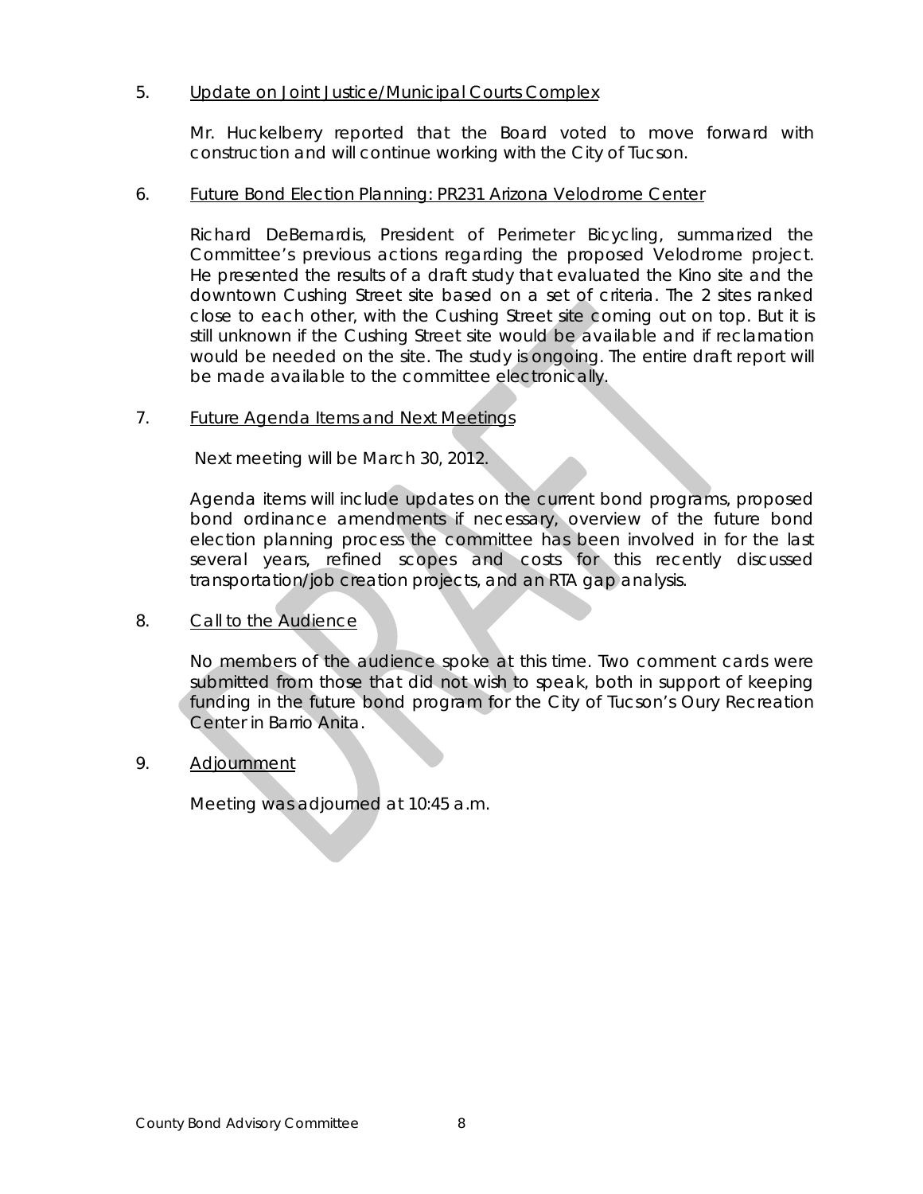5. Update on Joint Justice/Municipal Courts Complex

   Mr. Huckelberry reported that the Board voted to move forward with construction and will continue working with the City of Tucson.

6. Future Bond Election Planning: PR231 Arizona Velodrome Center

   Richard DeBernardis, President of Perimeter Bicycling, summarized the Committee's previous actions regarding the proposed Velodrome project. He presented the results of a draft study that evaluated the Kino site and the downtown Cushing Street site based on a set of criteria. The 2 sites ranked close to each other, with the Cushing Street site coming out on top. But it is still unknown if the Cushing Street site would be available and if reclamation would be needed on the site. The study is ongoing. The entire draft report will be made available to the committee electronically.

7. Future Agenda Items and Next Meetings

   Next meeting will be March 30, 2012.

   Agenda items will include updates on the current bond programs, proposed bond ordinance amendments if necessary, overview of the future bond election planning process the committee has been involved in for the last several years, refined scopes and costs for this recently discussed transportation/job creation projects, and an RTA gap analysis.

8. Call to the Audience

   No members of the audience spoke at this time. Two comment cards were submitted from those that did not wish to speak, both in support of keeping funding in the future bond program for the City of Tucson's Oury Recreation Center in Barrio Anita.

9. Adjournment

   Meeting was adjourned at 10:45 a.m.